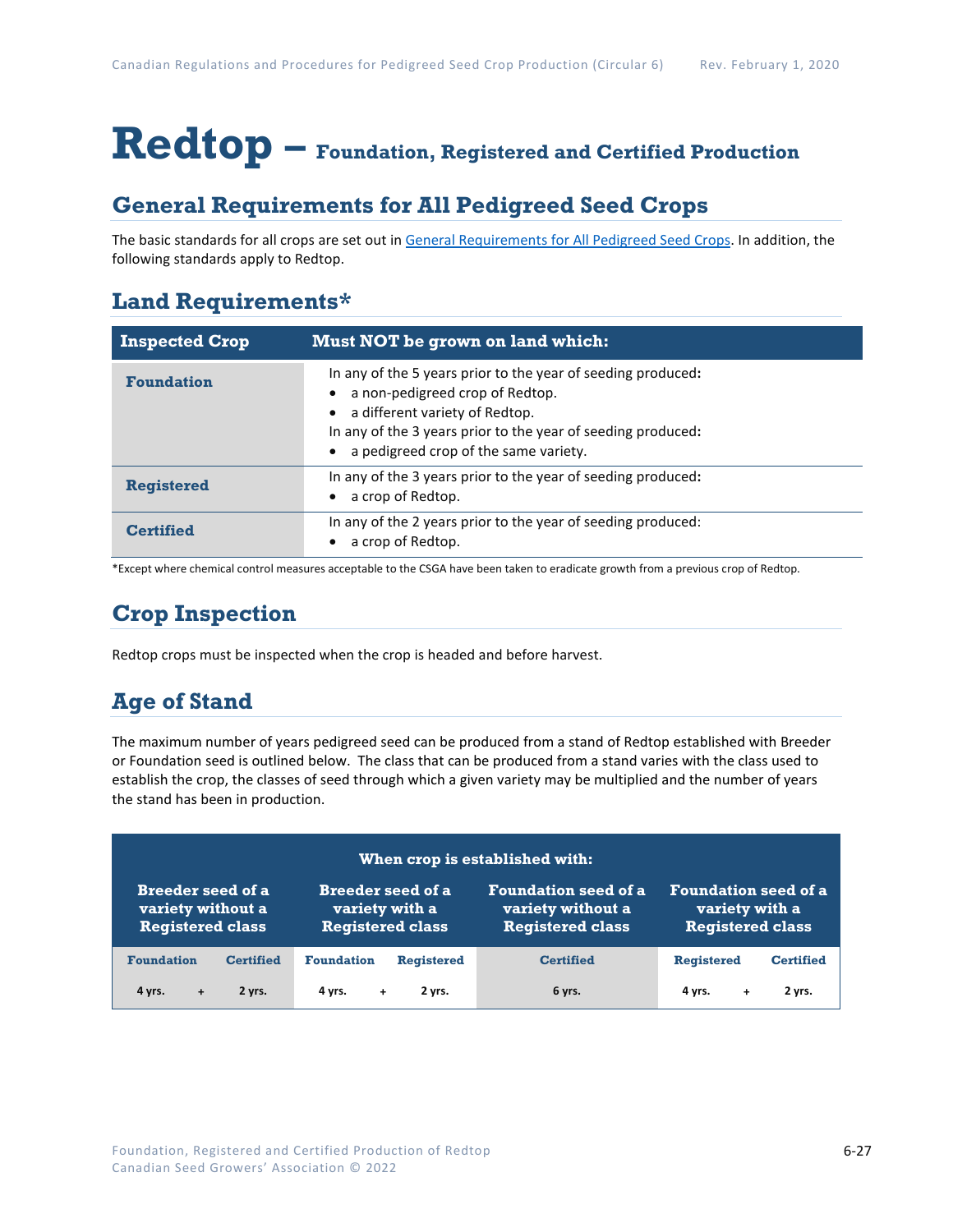# Redtop – Foundation, Registered and Certified Production

## General Requirements for All Pedigreed Seed Crops

The basic standards for all crops are set out in General Requirements for All Pedigreed Seed Crops. In addition, the following standards apply to Redtop.

## Land Requirements*

| Inspected Crop | Must NOT be grown on land which: |
|---|---|
| **Foundation** | In any of the 5 years prior to the year of seeding produced:<br>• a non-pedigreed crop of Redtop.<br>• a different variety of Redtop.<br>In any of the 3 years prior to the year of seeding produced:<br>• a pedigreed crop of the same variety. |
| **Registered** | In any of the 3 years prior to the year of seeding produced:<br>• a crop of Redtop. |
| **Certified** | In any of the 2 years prior to the year of seeding produced:<br>• a crop of Redtop. |

*Except where chemical control measures acceptable to the CSGA have been taken to eradicate growth from a previous crop of Redtop.

## Crop Inspection

Redtop crops must be inspected when the crop is headed and before harvest.

## Age of Stand

The maximum number of years pedigreed seed can be produced from a stand of Redtop established with Breeder or Foundation seed is outlined below. The class that can be produced from a stand varies with the class used to establish the crop, the classes of seed through which a given variety may be multiplied and the number of years the stand has been in production.

| When crop is established with: | | | | | | |
|---|---|---|---|---|---|---|
| **Breeder seed of a variety without a Registered class** | | **Breeder seed of a variety with a Registered class** | | **Foundation seed of a variety without a Registered class** | **Foundation seed of a variety with a Registered class** | |
| **Foundation** | **Certified** | **Foundation** | **Registered** | **Certified** | **Registered** | **Certified** |
| 4 yrs. + | 2 yrs. | 4 yrs. + | 2 yrs. | 6 yrs. | 4 yrs. + | 2 yrs. |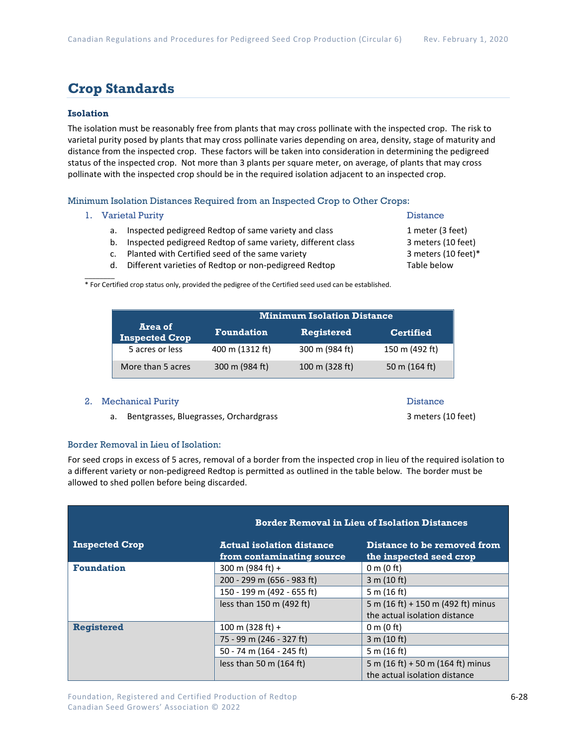## Crop Standards

### Isolation

The isolation must be reasonably free from plants that may cross pollinate with the inspected crop. The risk to varietal purity posed by plants that may cross pollinate varies depending on area, density, stage of maturity and distance from the inspected crop. These factors will be taken into consideration in determining the pedigreed status of the inspected crop. Not more than 3 plants per square meter, on average, of plants that may cross pollinate with the inspected crop should be in the required isolation adjacent to an inspected crop.

#### Minimum Isolation Distances Required from an Inspected Crop to Other Crops:

1. Varietal Purity — Distance
   a. Inspected pedigreed Redtop of same variety and class — 1 meter (3 feet)
   b. Inspected pedigreed Redtop of same variety, different class — 3 meters (10 feet)
   c. Planted with Certified seed of the same variety — 3 meters (10 feet)*
   d. Different varieties of Redtop or non-pedigreed Redtop — Table below

\* For Certified crop status only, provided the pedigree of the Certified seed used can be established.

| Area of Inspected Crop | Minimum Isolation Distance | | |
|---|---|---|---|
| | Foundation | Registered | Certified |
| 5 acres or less | 400 m (1312 ft) | 300 m (984 ft) | 150 m (492 ft) |
| More than 5 acres | 300 m (984 ft) | 100 m (328 ft) | 50 m (164 ft) |

2. Mechanical Purity — Distance
   a. Bentgrasses, Bluegrasses, Orchardgrass — 3 meters (10 feet)

#### Border Removal in Lieu of Isolation:

For seed crops in excess of 5 acres, removal of a border from the inspected crop in lieu of the required isolation to a different variety or non-pedigreed Redtop is permitted as outlined in the table below. The border must be allowed to shed pollen before being discarded.

| Inspected Crop | Border Removal in Lieu of Isolation Distances | |
|---|---|---|
| | Actual isolation distance from contaminating source | Distance to be removed from the inspected seed crop |
| **Foundation** | 300 m (984 ft) + | 0 m (0 ft) |
| | 200 - 299 m (656 - 983 ft) | 3 m (10 ft) |
| | 150 - 199 m (492 - 655 ft) | 5 m (16 ft) |
| | less than 150 m (492 ft) | 5 m (16 ft) + 150 m (492 ft) minus the actual isolation distance |
| **Registered** | 100 m (328 ft) + | 0 m (0 ft) |
| | 75 - 99 m (246 - 327 ft) | 3 m (10 ft) |
| | 50 - 74 m (164 - 245 ft) | 5 m (16 ft) |
| | less than 50 m (164 ft) | 5 m (16 ft) + 50 m (164 ft) minus the actual isolation distance |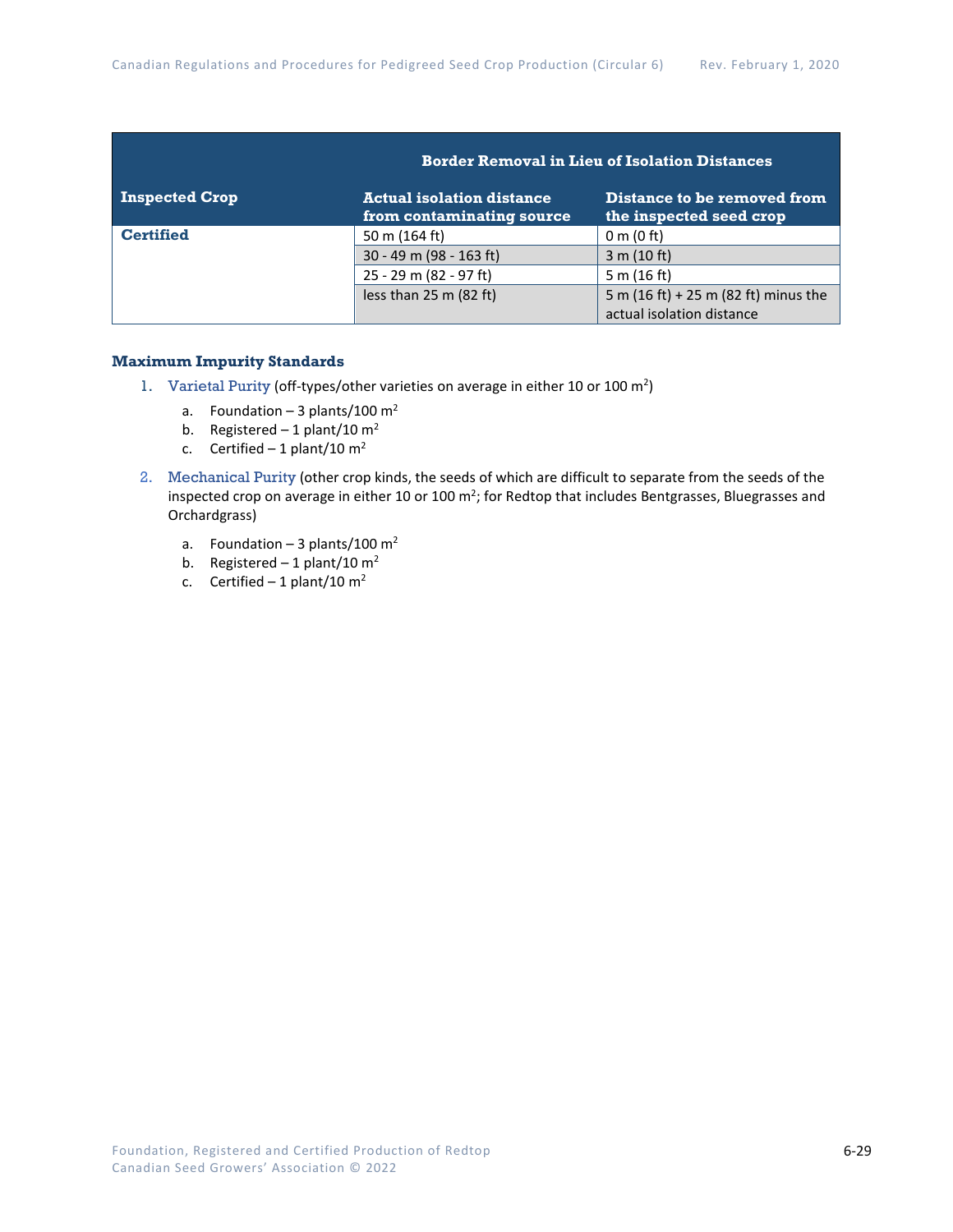| Inspected Crop | Border Removal in Lieu of Isolation Distances | |
|---|---|---|
| | **Actual isolation distance from contaminating source** | **Distance to be removed from the inspected seed crop** |
| **Certified** | 50 m (164 ft) | 0 m (0 ft) |
| | 30 - 49 m (98 - 163 ft) | 3 m (10 ft) |
| | 25 - 29 m (82 - 97 ft) | 5 m (16 ft) |
| | less than 25 m (82 ft) | 5 m (16 ft) + 25 m (82 ft) minus the actual isolation distance |

### Maximum Impurity Standards

1. Varietal Purity (off-types/other varieties on average in either 10 or 100 $m^2$)
   a. Foundation – 3 plants/100 $m^2$
   b. Registered – 1 plant/10 $m^2$
   c. Certified – 1 plant/10 $m^2$

2. Mechanical Purity (other crop kinds, the seeds of which are difficult to separate from the seeds of the inspected crop on average in either 10 or 100 $m^2$; for Redtop that includes Bentgrasses, Bluegrasses and Orchardgrass)
   a. Foundation – 3 plants/100 $m^2$
   b. Registered – 1 plant/10 $m^2$
   c. Certified – 1 plant/10 $m^2$